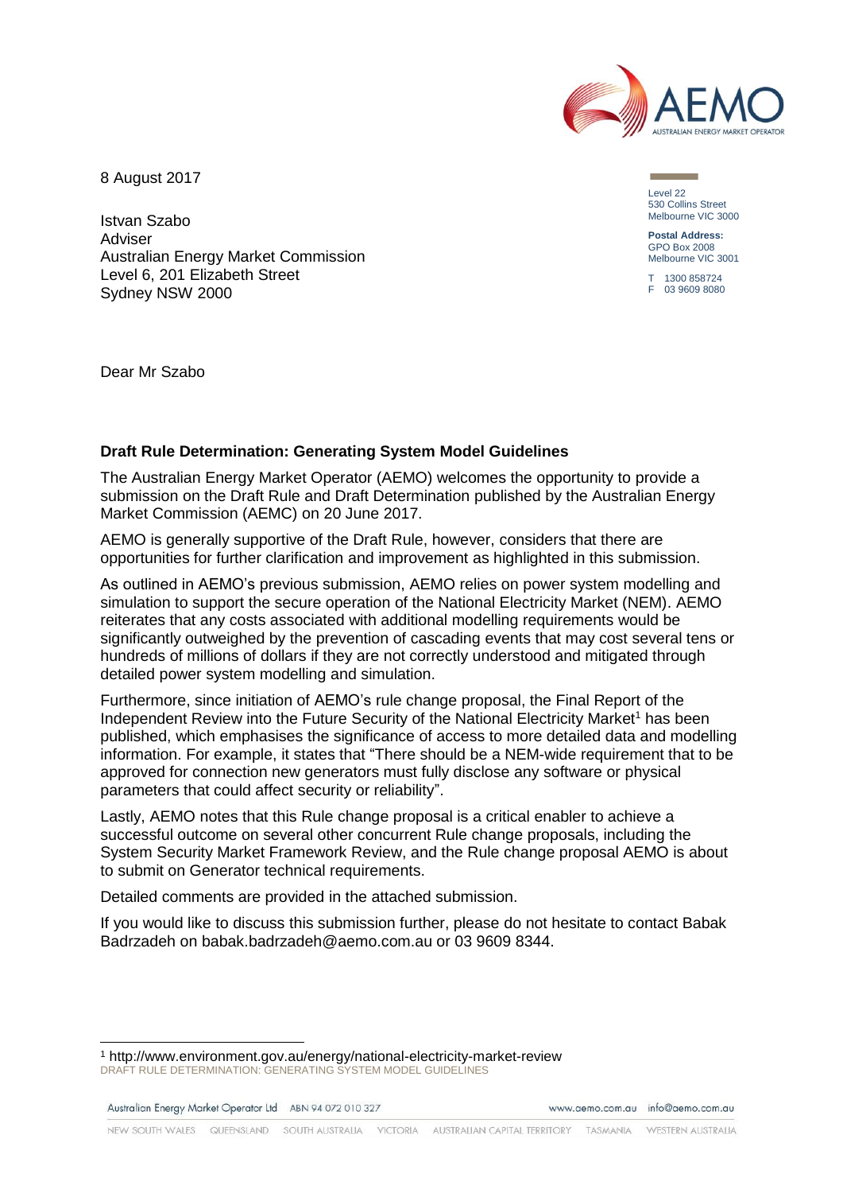8 August 2017

Level 22
530 Collins Street
Melbourne VIC 3000

**Postal Address:**
GPO Box 2008
Melbourne VIC 3001

T 1300 858724
F 03 9609 8080

Istvan Szabo
Adviser
Australian Energy Market Commission
Level 6, 201 Elizabeth Street
Sydney NSW 2000

Dear Mr Szabo

**Draft Rule Determination: Generating System Model Guidelines**

The Australian Energy Market Operator (AEMO) welcomes the opportunity to provide a submission on the Draft Rule and Draft Determination published by the Australian Energy Market Commission (AEMC) on 20 June 2017.

AEMO is generally supportive of the Draft Rule, however, considers that there are opportunities for further clarification and improvement as highlighted in this submission.

As outlined in AEMO's previous submission, AEMO relies on power system modelling and simulation to support the secure operation of the National Electricity Market (NEM). AEMO reiterates that any costs associated with additional modelling requirements would be significantly outweighed by the prevention of cascading events that may cost several tens or hundreds of millions of dollars if they are not correctly understood and mitigated through detailed power system modelling and simulation.

Furthermore, since initiation of AEMO's rule change proposal, the Final Report of the Independent Review into the Future Security of the National Electricity Market[1] has been published, which emphasises the significance of access to more detailed data and modelling information. For example, it states that "There should be a NEM-wide requirement that to be approved for connection new generators must fully disclose any software or physical parameters that could affect security or reliability".

Lastly, AEMO notes that this Rule change proposal is a critical enabler to achieve a successful outcome on several other concurrent Rule change proposals, including the System Security Market Framework Review, and the Rule change proposal AEMO is about to submit on Generator technical requirements.

Detailed comments are provided in the attached submission.

If you would like to discuss this submission further, please do not hesitate to contact Babak Badrzadeh on babak.badrzadeh@aemo.com.au or 03 9609 8344.

[1] http://www.environment.gov.au/energy/national-electricity-market-review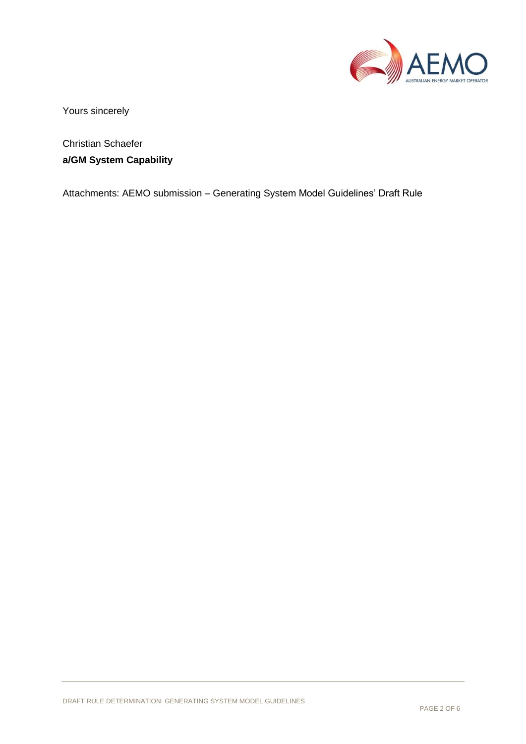Yours sincerely

Christian Schaefer
**a/GM System Capability**

Attachments: AEMO submission – Generating System Model Guidelines' Draft Rule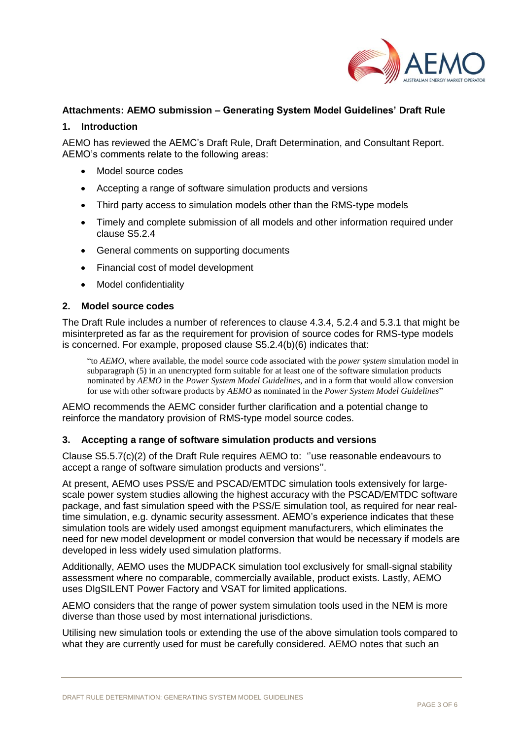## Attachments: AEMO submission – Generating System Model Guidelines' Draft Rule

### 1. Introduction

AEMO has reviewed the AEMC's Draft Rule, Draft Determination, and Consultant Report. AEMO's comments relate to the following areas:

- Model source codes
- Accepting a range of software simulation products and versions
- Third party access to simulation models other than the RMS-type models
- Timely and complete submission of all models and other information required under clause S5.2.4
- General comments on supporting documents
- Financial cost of model development
- Model confidentiality

### 2. Model source codes

The Draft Rule includes a number of references to clause 4.3.4, 5.2.4 and 5.3.1 that might be misinterpreted as far as the requirement for provision of source codes for RMS-type models is concerned. For example, proposed clause S5.2.4(b)(6) indicates that:

> "to *AEMO*, where available, the model source code associated with the *power system* simulation model in subparagraph (5) in an unencrypted form suitable for at least one of the software simulation products nominated by *AEMO* in the *Power System Model Guidelines*, and in a form that would allow conversion for use with other software products by *AEMO* as nominated in the *Power System Model Guidelines*"

AEMO recommends the AEMC consider further clarification and a potential change to reinforce the mandatory provision of RMS-type model source codes.

### 3. Accepting a range of software simulation products and versions

Clause S5.5.7(c)(2) of the Draft Rule requires AEMO to: ''use reasonable endeavours to accept a range of software simulation products and versions''.

At present, AEMO uses PSS/E and PSCAD/EMTDC simulation tools extensively for large-scale power system studies allowing the highest accuracy with the PSCAD/EMTDC software package, and fast simulation speed with the PSS/E simulation tool, as required for near real-time simulation, e.g. dynamic security assessment. AEMO's experience indicates that these simulation tools are widely used amongst equipment manufacturers, which eliminates the need for new model development or model conversion that would be necessary if models are developed in less widely used simulation platforms.

Additionally, AEMO uses the MUDPACK simulation tool exclusively for small-signal stability assessment where no comparable, commercially available, product exists. Lastly, AEMO uses DIgSILENT Power Factory and VSAT for limited applications.

AEMO considers that the range of power system simulation tools used in the NEM is more diverse than those used by most international jurisdictions.

Utilising new simulation tools or extending the use of the above simulation tools compared to what they are currently used for must be carefully considered. AEMO notes that such an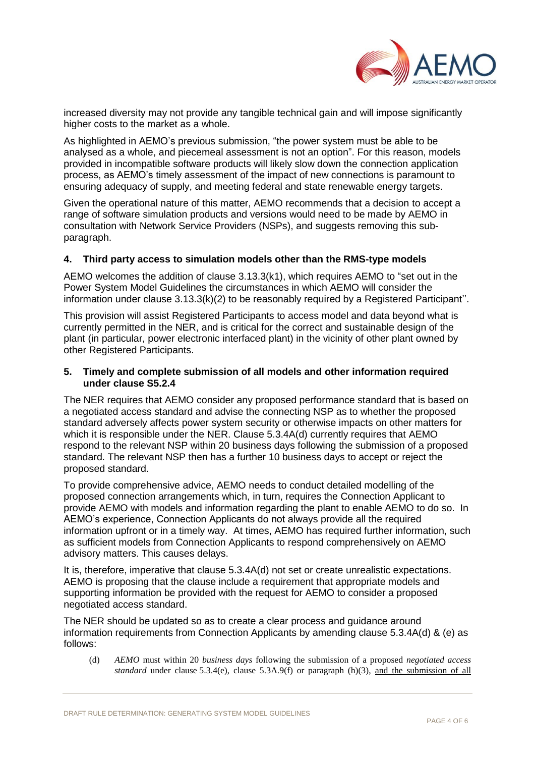increased diversity may not provide any tangible technical gain and will impose significantly higher costs to the market as a whole.

As highlighted in AEMO's previous submission, "the power system must be able to be analysed as a whole, and piecemeal assessment is not an option". For this reason, models provided in incompatible software products will likely slow down the connection application process, as AEMO's timely assessment of the impact of new connections is paramount to ensuring adequacy of supply, and meeting federal and state renewable energy targets.

Given the operational nature of this matter, AEMO recommends that a decision to accept a range of software simulation products and versions would need to be made by AEMO in consultation with Network Service Providers (NSPs), and suggests removing this sub-paragraph.

### 4. Third party access to simulation models other than the RMS-type models

AEMO welcomes the addition of clause 3.13.3(k1), which requires AEMO to "set out in the Power System Model Guidelines the circumstances in which AEMO will consider the information under clause 3.13.3(k)(2) to be reasonably required by a Registered Participant''.

This provision will assist Registered Participants to access model and data beyond what is currently permitted in the NER, and is critical for the correct and sustainable design of the plant (in particular, power electronic interfaced plant) in the vicinity of other plant owned by other Registered Participants.

### 5. Timely and complete submission of all models and other information required under clause S5.2.4

The NER requires that AEMO consider any proposed performance standard that is based on a negotiated access standard and advise the connecting NSP as to whether the proposed standard adversely affects power system security or otherwise impacts on other matters for which it is responsible under the NER. Clause 5.3.4A(d) currently requires that AEMO respond to the relevant NSP within 20 business days following the submission of a proposed standard. The relevant NSP then has a further 10 business days to accept or reject the proposed standard.

To provide comprehensive advice, AEMO needs to conduct detailed modelling of the proposed connection arrangements which, in turn, requires the Connection Applicant to provide AEMO with models and information regarding the plant to enable AEMO to do so. In AEMO's experience, Connection Applicants do not always provide all the required information upfront or in a timely way. At times, AEMO has required further information, such as sufficient models from Connection Applicants to respond comprehensively on AEMO advisory matters. This causes delays.

It is, therefore, imperative that clause 5.3.4A(d) not set or create unrealistic expectations. AEMO is proposing that the clause include a requirement that appropriate models and supporting information be provided with the request for AEMO to consider a proposed negotiated access standard.

The NER should be updated so as to create a clear process and guidance around information requirements from Connection Applicants by amending clause 5.3.4A(d) & (e) as follows:

(d) *AEMO* must within 20 *business days* following the submission of a proposed *negotiated access standard* under clause 5.3.4(e), clause 5.3A.9(f) or paragraph (h)(3), <u>and the submission of all</u>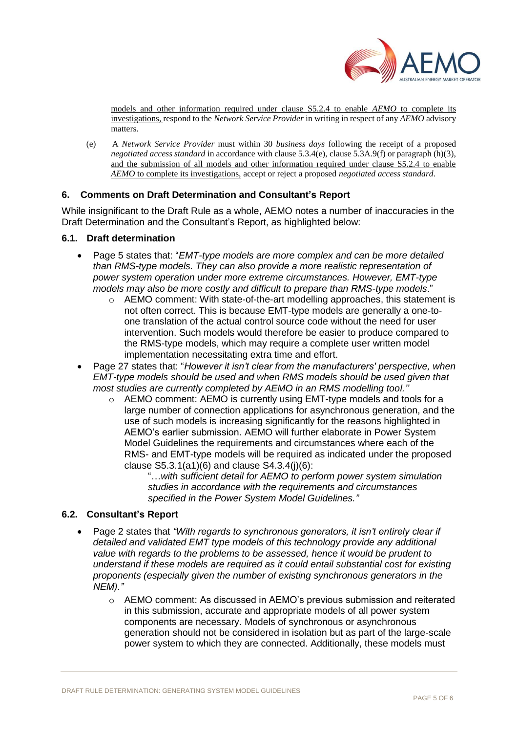models and other information required under clause S5.2.4 to enable *AEMO* to complete its investigations, respond to the *Network Service Provider* in writing in respect of any *AEMO* advisory matters.

(e) A *Network Service Provider* must within 30 *business days* following the receipt of a proposed *negotiated access standard* in accordance with clause 5.3.4(e), clause 5.3A.9(f) or paragraph (h)(3), and the submission of all models and other information required under clause S5.2.4 to enable *AEMO* to complete its investigations, accept or reject a proposed *negotiated access standard*.

## 6. Comments on Draft Determination and Consultant's Report

While insignificant to the Draft Rule as a whole, AEMO notes a number of inaccuracies in the Draft Determination and the Consultant's Report, as highlighted below:

### 6.1. Draft determination

- Page 5 states that: "*EMT-type models are more complex and can be more detailed than RMS-type models. They can also provide a more realistic representation of power system operation under more extreme circumstances. However, EMT-type models may also be more costly and difficult to prepare than RMS-type models*."
  - AEMO comment: With state-of-the-art modelling approaches, this statement is not often correct. This is because EMT-type models are generally a one-to-one translation of the actual control source code without the need for user intervention. Such models would therefore be easier to produce compared to the RMS-type models, which may require a complete user written model implementation necessitating extra time and effort.
- Page 27 states that: "*However it isn't clear from the manufacturers' perspective, when EMT-type models should be used and when RMS models should be used given that most studies are currently completed by AEMO in an RMS modelling tool.''*
  - AEMO comment: AEMO is currently using EMT-type models and tools for a large number of connection applications for asynchronous generation, and the use of such models is increasing significantly for the reasons highlighted in AEMO's earlier submission. AEMO will further elaborate in Power System Model Guidelines the requirements and circumstances where each of the RMS- and EMT-type models will be required as indicated under the proposed clause S5.3.1(a1)(6) and clause S4.3.4(j)(6):

    "*…with sufficient detail for AEMO to perform power system simulation studies in accordance with the requirements and circumstances specified in the Power System Model Guidelines."*

### 6.2. Consultant's Report

- Page 2 states that *"With regards to synchronous generators, it isn't entirely clear if detailed and validated EMT type models of this technology provide any additional value with regards to the problems to be assessed, hence it would be prudent to understand if these models are required as it could entail substantial cost for existing proponents (especially given the number of existing synchronous generators in the NEM)."*
  - AEMO comment: As discussed in AEMO's previous submission and reiterated in this submission, accurate and appropriate models of all power system components are necessary. Models of synchronous or asynchronous generation should not be considered in isolation but as part of the large-scale power system to which they are connected. Additionally, these models must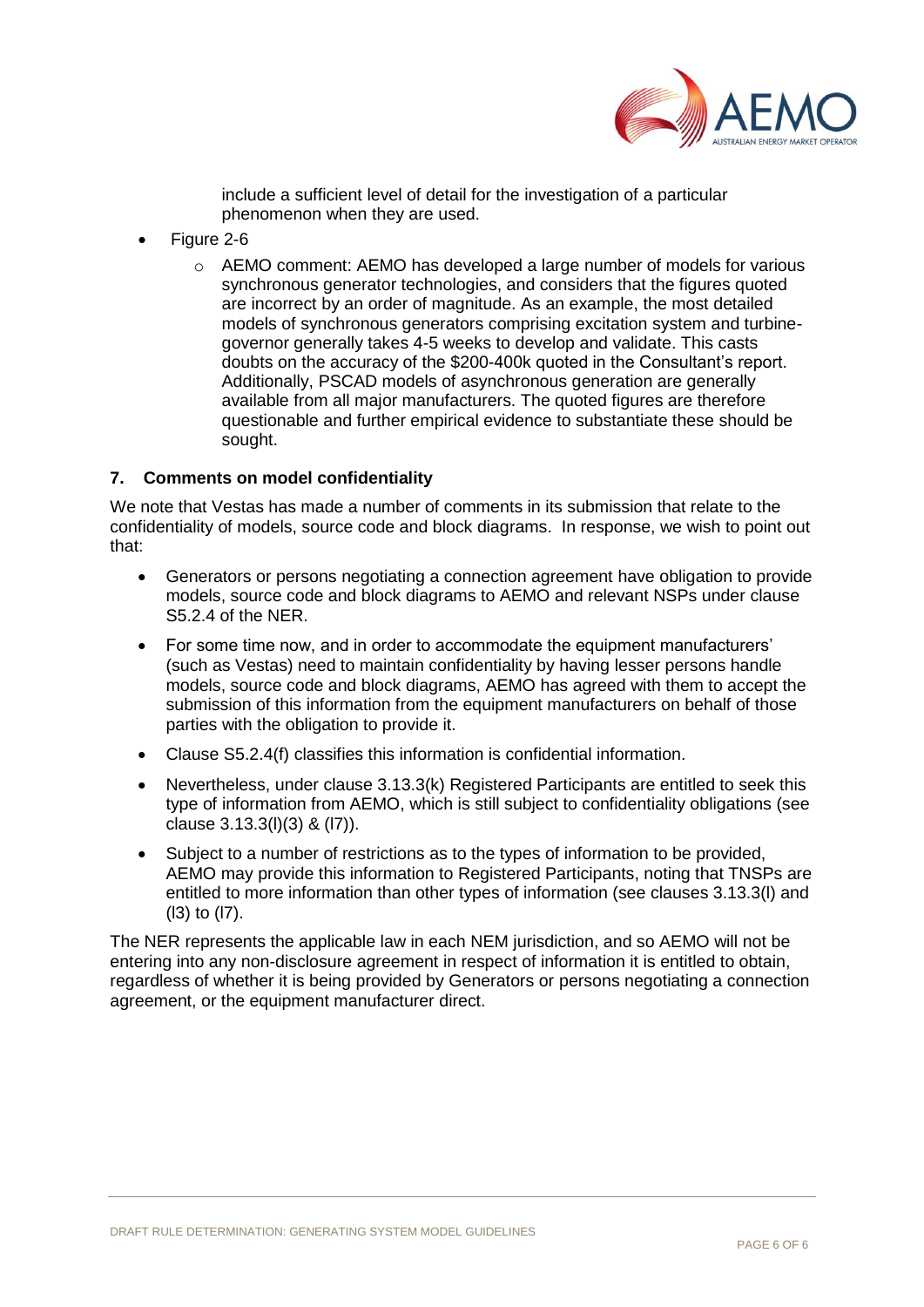include a sufficient level of detail for the investigation of a particular phenomenon when they are used.

- Figure 2-6
  - AEMO comment: AEMO has developed a large number of models for various synchronous generator technologies, and considers that the figures quoted are incorrect by an order of magnitude. As an example, the most detailed models of synchronous generators comprising excitation system and turbine-governor generally takes 4-5 weeks to develop and validate. This casts doubts on the accuracy of the $200-400k quoted in the Consultant's report. Additionally, PSCAD models of asynchronous generation are generally available from all major manufacturers. The quoted figures are therefore questionable and further empirical evidence to substantiate these should be sought.

### 7. Comments on model confidentiality

We note that Vestas has made a number of comments in its submission that relate to the confidentiality of models, source code and block diagrams. In response, we wish to point out that:

- Generators or persons negotiating a connection agreement have obligation to provide models, source code and block diagrams to AEMO and relevant NSPs under clause S5.2.4 of the NER.
- For some time now, and in order to accommodate the equipment manufacturers' (such as Vestas) need to maintain confidentiality by having lesser persons handle models, source code and block diagrams, AEMO has agreed with them to accept the submission of this information from the equipment manufacturers on behalf of those parties with the obligation to provide it.
- Clause S5.2.4(f) classifies this information is confidential information.
- Nevertheless, under clause 3.13.3(k) Registered Participants are entitled to seek this type of information from AEMO, which is still subject to confidentiality obligations (see clause 3.13.3(l)(3) & (l7)).
- Subject to a number of restrictions as to the types of information to be provided, AEMO may provide this information to Registered Participants, noting that TNSPs are entitled to more information than other types of information (see clauses 3.13.3(l) and (l3) to (l7).

The NER represents the applicable law in each NEM jurisdiction, and so AEMO will not be entering into any non-disclosure agreement in respect of information it is entitled to obtain, regardless of whether it is being provided by Generators or persons negotiating a connection agreement, or the equipment manufacturer direct.